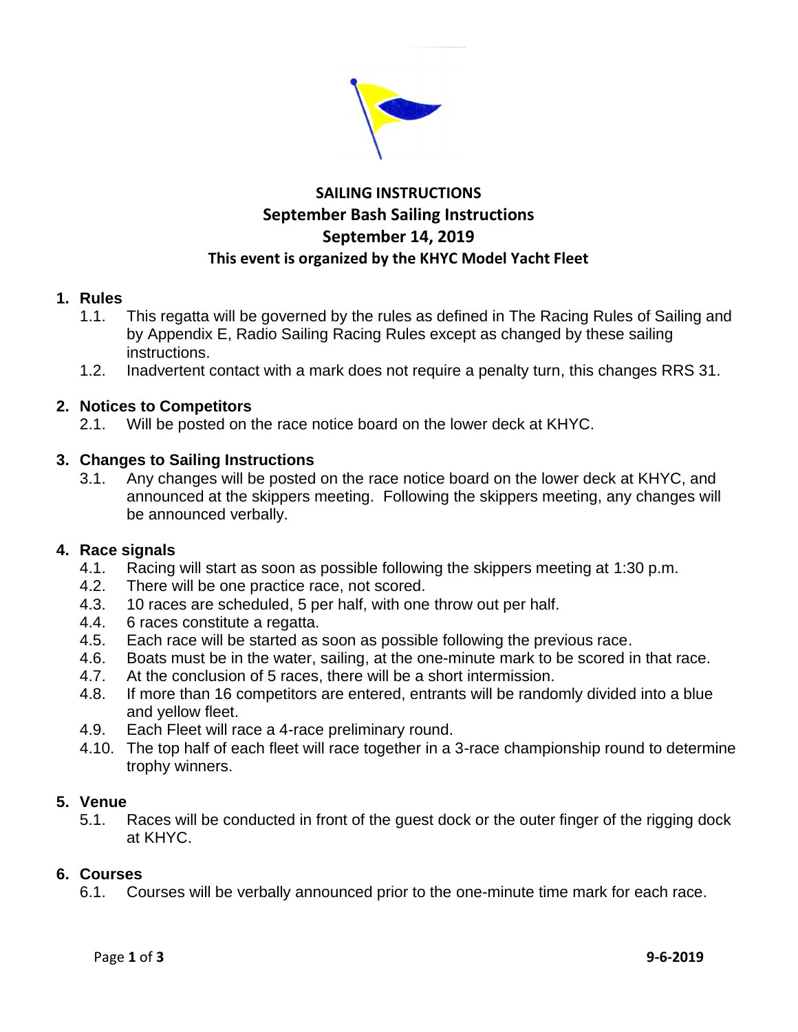# SAILING INSTRUCTIONS
## September Bash Sailing Instructions
## September 14, 2019
### This event is organized by the KHYC Model Yacht Fleet

**1. Rules**

1.1. This regatta will be governed by the rules as defined in The Racing Rules of Sailing and by Appendix E, Radio Sailing Racing Rules except as changed by these sailing instructions.

1.2. Inadvertent contact with a mark does not require a penalty turn, this changes RRS 31.

**2. Notices to Competitors**

2.1. Will be posted on the race notice board on the lower deck at KHYC.

**3. Changes to Sailing Instructions**

3.1. Any changes will be posted on the race notice board on the lower deck at KHYC, and announced at the skippers meeting. Following the skippers meeting, any changes will be announced verbally.

**4. Race signals**

4.1. Racing will start as soon as possible following the skippers meeting at 1:30 p.m.

4.2. There will be one practice race, not scored.

4.3. 10 races are scheduled, 5 per half, with one throw out per half.

4.4. 6 races constitute a regatta.

4.5. Each race will be started as soon as possible following the previous race.

4.6. Boats must be in the water, sailing, at the one-minute mark to be scored in that race.

4.7. At the conclusion of 5 races, there will be a short intermission.

4.8. If more than 16 competitors are entered, entrants will be randomly divided into a blue and yellow fleet.

4.9. Each Fleet will race a 4-race preliminary round.

4.10. The top half of each fleet will race together in a 3-race championship round to determine trophy winners.

**5. Venue**

5.1. Races will be conducted in front of the guest dock or the outer finger of the rigging dock at KHYC.

**6. Courses**

6.1. Courses will be verbally announced prior to the one-minute time mark for each race.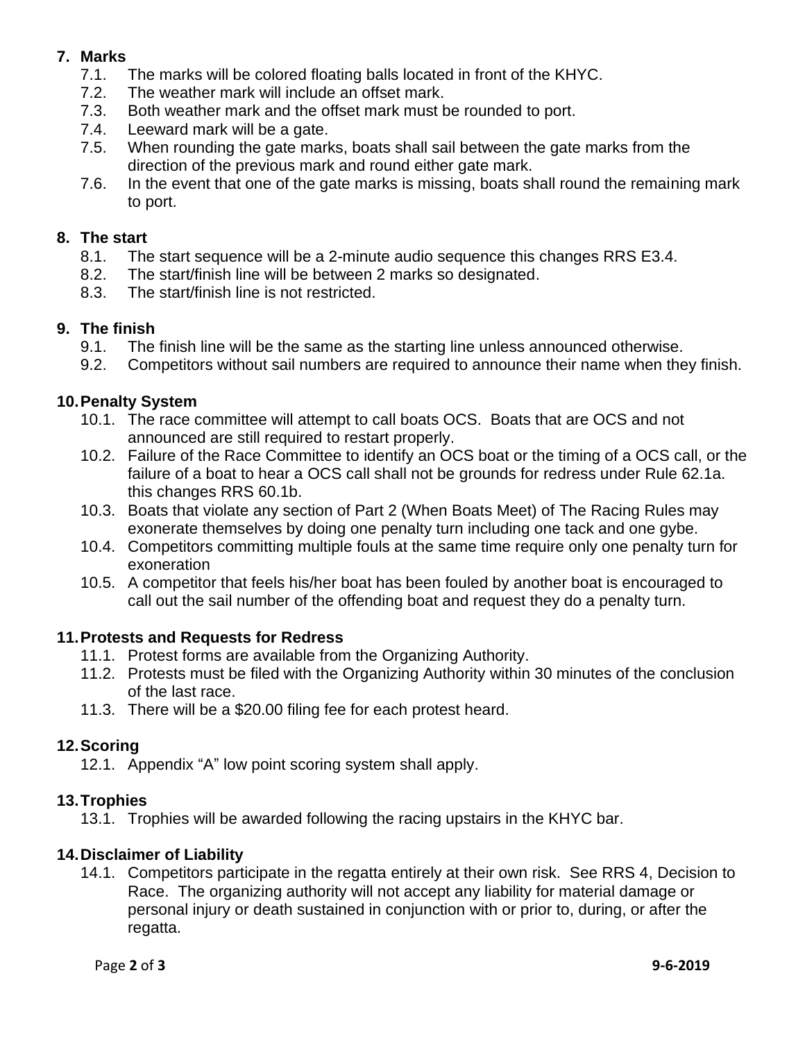## 7. Marks

- 7.1. The marks will be colored floating balls located in front of the KHYC.
- 7.2. The weather mark will include an offset mark.
- 7.3. Both weather mark and the offset mark must be rounded to port.
- 7.4. Leeward mark will be a gate.
- 7.5. When rounding the gate marks, boats shall sail between the gate marks from the direction of the previous mark and round either gate mark.
- 7.6. In the event that one of the gate marks is missing, boats shall round the remaining mark to port.

## 8. The start

- 8.1. The start sequence will be a 2-minute audio sequence this changes RRS E3.4.
- 8.2. The start/finish line will be between 2 marks so designated.
- 8.3. The start/finish line is not restricted.

## 9. The finish

- 9.1. The finish line will be the same as the starting line unless announced otherwise.
- 9.2. Competitors without sail numbers are required to announce their name when they finish.

## 10. Penalty System

- 10.1. The race committee will attempt to call boats OCS. Boats that are OCS and not announced are still required to restart properly.
- 10.2. Failure of the Race Committee to identify an OCS boat or the timing of a OCS call, or the failure of a boat to hear a OCS call shall not be grounds for redress under Rule 62.1a. this changes RRS 60.1b.
- 10.3. Boats that violate any section of Part 2 (When Boats Meet) of The Racing Rules may exonerate themselves by doing one penalty turn including one tack and one gybe.
- 10.4. Competitors committing multiple fouls at the same time require only one penalty turn for exoneration
- 10.5. A competitor that feels his/her boat has been fouled by another boat is encouraged to call out the sail number of the offending boat and request they do a penalty turn.

## 11. Protests and Requests for Redress

- 11.1. Protest forms are available from the Organizing Authority.
- 11.2. Protests must be filed with the Organizing Authority within 30 minutes of the conclusion of the last race.
- 11.3. There will be a $20.00 filing fee for each protest heard.

## 12. Scoring

- 12.1. Appendix "A" low point scoring system shall apply.

## 13. Trophies

- 13.1. Trophies will be awarded following the racing upstairs in the KHYC bar.

## 14. Disclaimer of Liability

- 14.1. Competitors participate in the regatta entirely at their own risk. See RRS 4, Decision to Race. The organizing authority will not accept any liability for material damage or personal injury or death sustained in conjunction with or prior to, during, or after the regatta.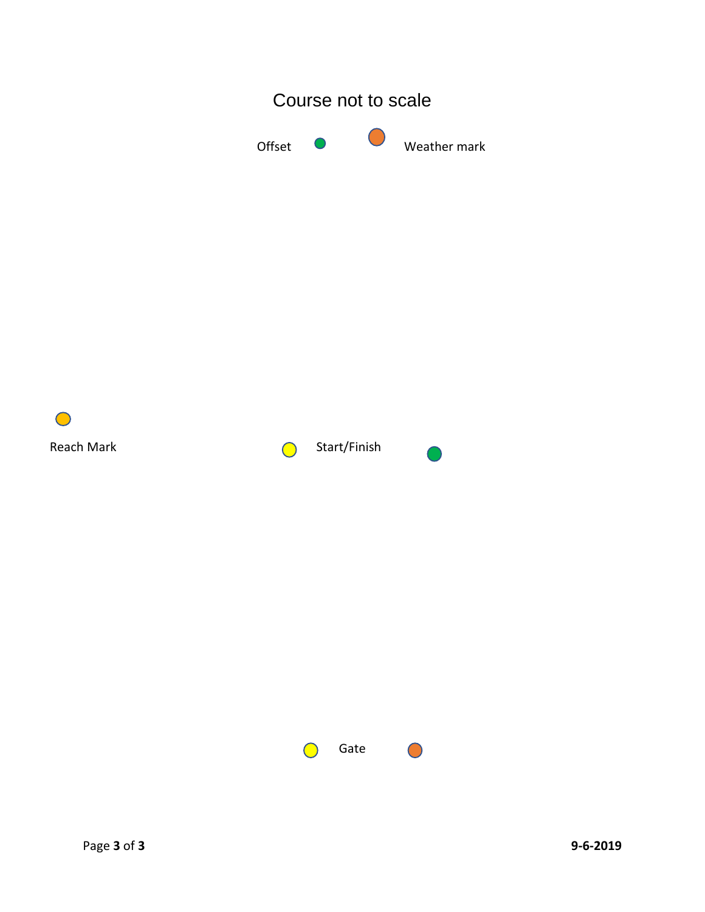Course not to scale

Offset

Weather mark

Reach Mark

Start/Finish

Gate